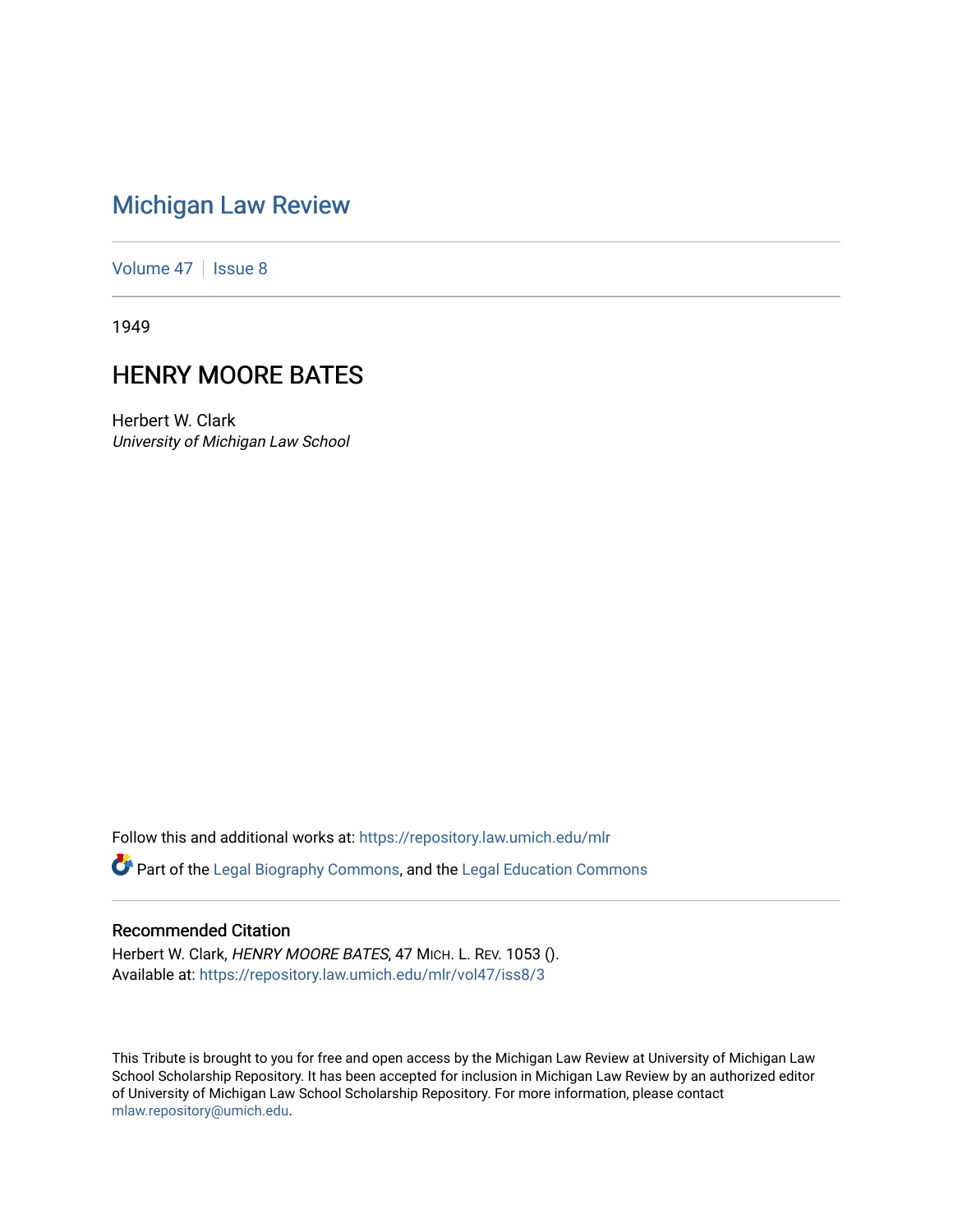# Michigan Law Review

Volume 47 | Issue 8

1949

## HENRY MOORE BATES

Herbert W. Clark
*University of Michigan Law School*

Follow this and additional works at: https://repository.law.umich.edu/mlr

Part of the Legal Biography Commons, and the Legal Education Commons

### Recommended Citation

Herbert W. Clark, *HENRY MOORE BATES*, 47 MICH. L. REV. 1053 ().
Available at: https://repository.law.umich.edu/mlr/vol47/iss8/3

This Tribute is brought to you for free and open access by the Michigan Law Review at University of Michigan Law School Scholarship Repository. It has been accepted for inclusion in Michigan Law Review by an authorized editor of University of Michigan Law School Scholarship Repository. For more information, please contact mlaw.repository@umich.edu.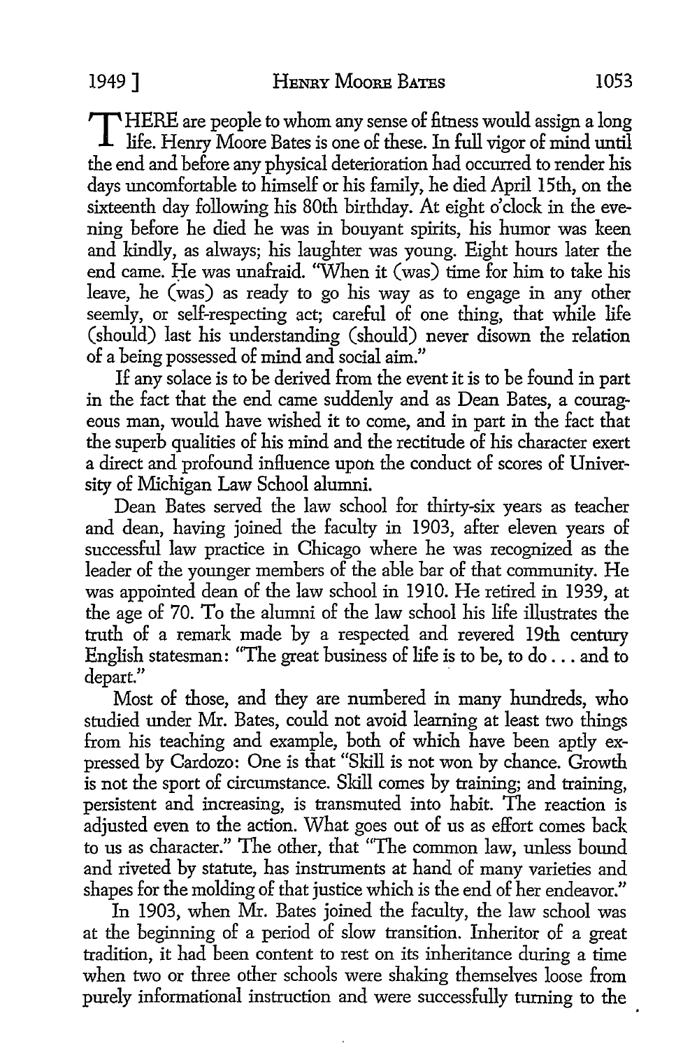THERE are people to whom any sense of fitness would assign a long life. Henry Moore Bates is one of these. In full vigor of mind until the end and before any physical deterioration had occurred to render his days uncomfortable to himself or his family, he died April 15th, on the sixteenth day following his 80th birthday. At eight o'clock in the evening before he died he was in bouyant spirits, his humor was keen and kindly, as always; his laughter was young. Eight hours later the end came. He was unafraid. "When it (was) time for him to take his leave, he (was) as ready to go his way as to engage in any other seemly, or self-respecting act; careful of one thing, that while life (should) last his understanding (should) never disown the relation of a being possessed of mind and social aim."

If any solace is to be derived from the event it is to be found in part in the fact that the end came suddenly and as Dean Bates, a courageous man, would have wished it to come, and in part in the fact that the superb qualities of his mind and the rectitude of his character exert a direct and profound influence upon the conduct of scores of University of Michigan Law School alumni.

Dean Bates served the law school for thirty-six years as teacher and dean, having joined the faculty in 1903, after eleven years of successful law practice in Chicago where he was recognized as the leader of the younger members of the able bar of that community. He was appointed dean of the law school in 1910. He retired in 1939, at the age of 70. To the alumni of the law school his life illustrates the truth of a remark made by a respected and revered 19th century English statesman: "The great business of life is to be, to do . . . and to depart."

Most of those, and they are numbered in many hundreds, who studied under Mr. Bates, could not avoid learning at least two things from his teaching and example, both of which have been aptly expressed by Cardozo: One is that "Skill is not won by chance. Growth is not the sport of circumstance. Skill comes by training; and training, persistent and increasing, is transmuted into habit. The reaction is adjusted even to the action. What goes out of us as effort comes back to us as character." The other, that "The common law, unless bound and riveted by statute, has instruments at hand of many varieties and shapes for the molding of that justice which is the end of her endeavor."

In 1903, when Mr. Bates joined the faculty, the law school was at the beginning of a period of slow transition. Inheritor of a great tradition, it had been content to rest on its inheritance during a time when two or three other schools were shaking themselves loose from purely informational instruction and were successfully turning to the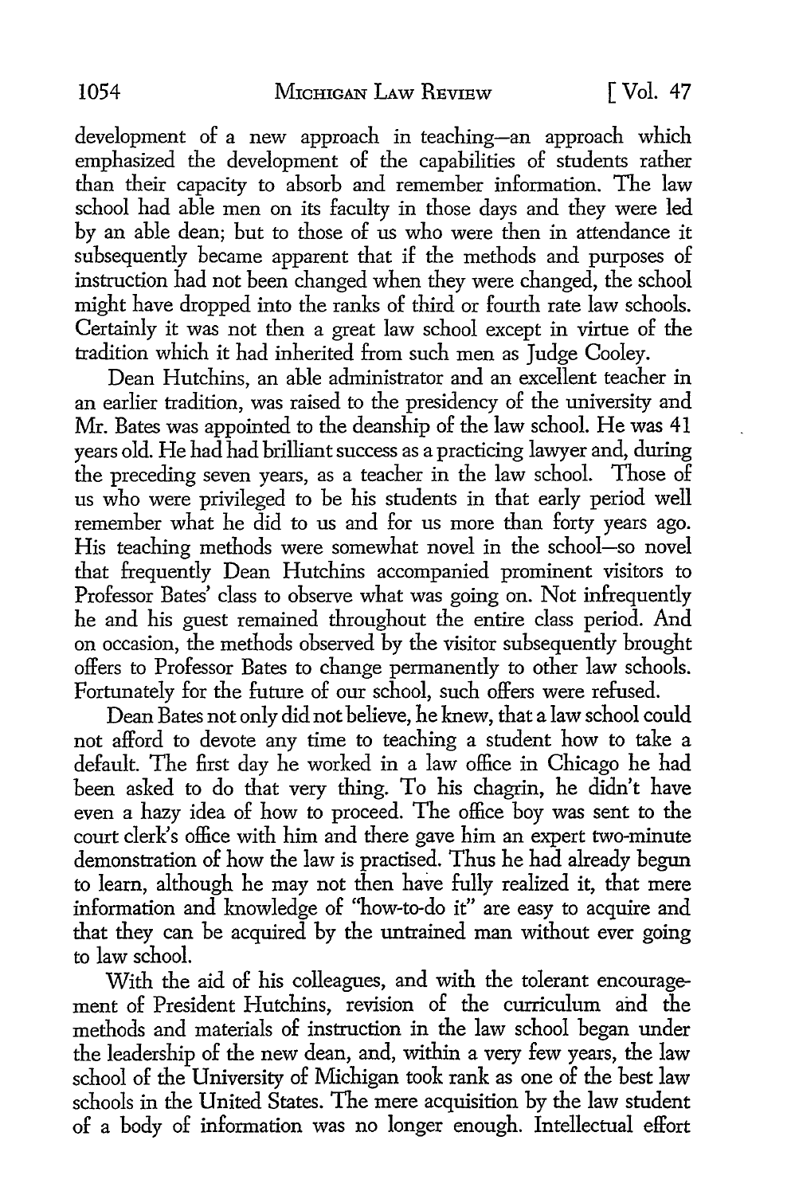development of a new approach in teaching—an approach which emphasized the development of the capabilities of students rather than their capacity to absorb and remember information. The law school had able men on its faculty in those days and they were led by an able dean; but to those of us who were then in attendance it subsequently became apparent that if the methods and purposes of instruction had not been changed when they were changed, the school might have dropped into the ranks of third or fourth rate law schools. Certainly it was not then a great law school except in virtue of the tradition which it had inherited from such men as Judge Cooley.

Dean Hutchins, an able administrator and an excellent teacher in an earlier tradition, was raised to the presidency of the university and Mr. Bates was appointed to the deanship of the law school. He was 41 years old. He had had brilliant success as a practicing lawyer and, during the preceding seven years, as a teacher in the law school. Those of us who were privileged to be his students in that early period well remember what he did to us and for us more than forty years ago. His teaching methods were somewhat novel in the school—so novel that frequently Dean Hutchins accompanied prominent visitors to Professor Bates' class to observe what was going on. Not infrequently he and his guest remained throughout the entire class period. And on occasion, the methods observed by the visitor subsequently brought offers to Professor Bates to change permanently to other law schools. Fortunately for the future of our school, such offers were refused.

Dean Bates not only did not believe, he knew, that a law school could not afford to devote any time to teaching a student how to take a default. The first day he worked in a law office in Chicago he had been asked to do that very thing. To his chagrin, he didn't have even a hazy idea of how to proceed. The office boy was sent to the court clerk's office with him and there gave him an expert two-minute demonstration of how the law is practised. Thus he had already begun to learn, although he may not then have fully realized it, that mere information and knowledge of "how-to-do it" are easy to acquire and that they can be acquired by the untrained man without ever going to law school.

With the aid of his colleagues, and with the tolerant encouragement of President Hutchins, revision of the curriculum and the methods and materials of instruction in the law school began under the leadership of the new dean, and, within a very few years, the law school of the University of Michigan took rank as one of the best law schools in the United States. The mere acquisition by the law student of a body of information was no longer enough. Intellectual effort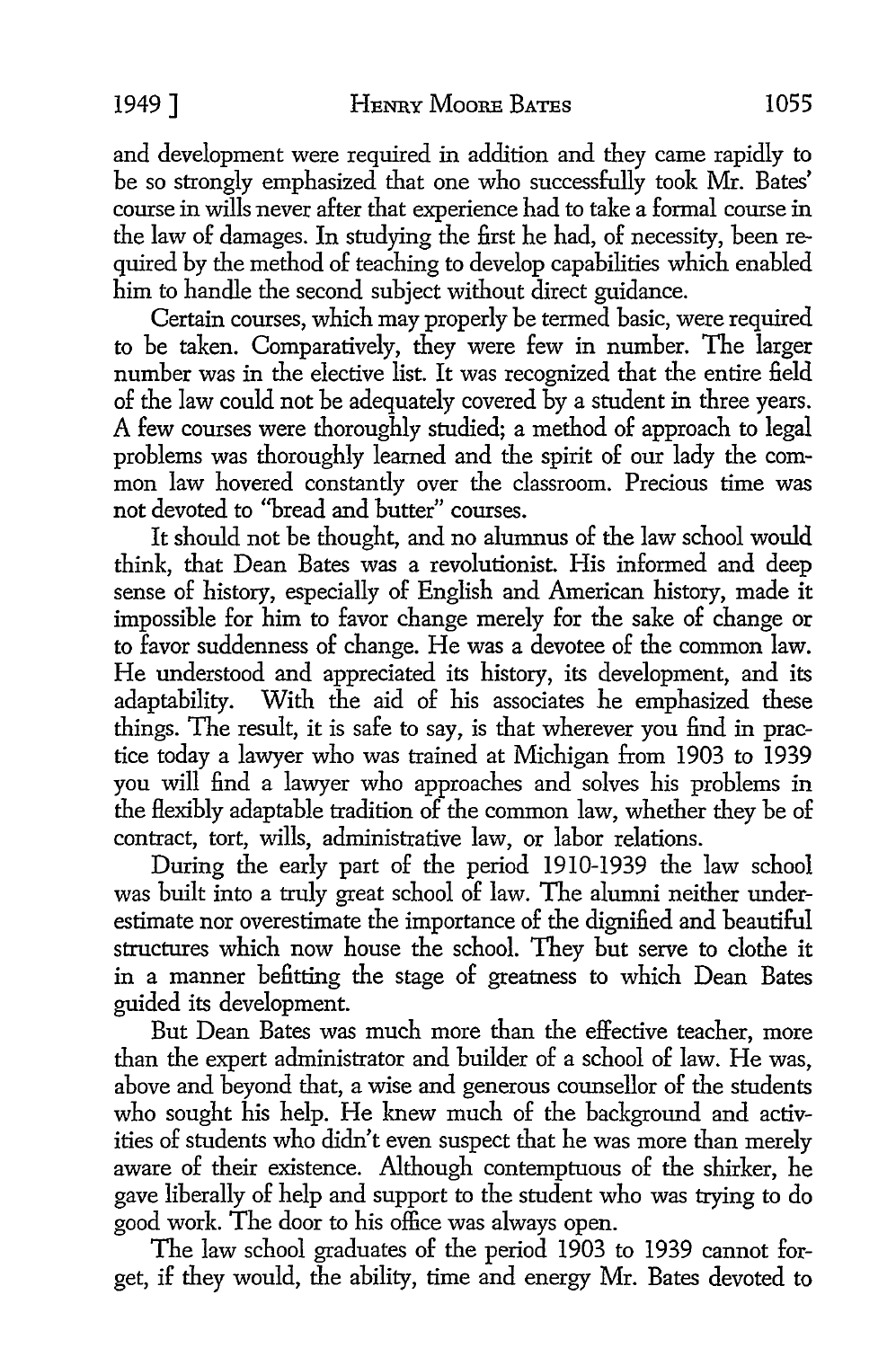and development were required in addition and they came rapidly to be so strongly emphasized that one who successfully took Mr. Bates' course in wills never after that experience had to take a formal course in the law of damages. In studying the first he had, of necessity, been required by the method of teaching to develop capabilities which enabled him to handle the second subject without direct guidance.

Certain courses, which may properly be termed basic, were required to be taken. Comparatively, they were few in number. The larger number was in the elective list. It was recognized that the entire field of the law could not be adequately covered by a student in three years. A few courses were thoroughly studied; a method of approach to legal problems was thoroughly learned and the spirit of our lady the common law hovered constantly over the classroom. Precious time was not devoted to "bread and butter" courses.

It should not be thought, and no alumnus of the law school would think, that Dean Bates was a revolutionist. His informed and deep sense of history, especially of English and American history, made it impossible for him to favor change merely for the sake of change or to favor suddenness of change. He was a devotee of the common law. He understood and appreciated its history, its development, and its adaptability. With the aid of his associates he emphasized these things. The result, it is safe to say, is that wherever you find in practice today a lawyer who was trained at Michigan from 1903 to 1939 you will find a lawyer who approaches and solves his problems in the flexibly adaptable tradition of the common law, whether they be of contract, tort, wills, administrative law, or labor relations.

During the early part of the period 1910-1939 the law school was built into a truly great school of law. The alumni neither underestimate nor overestimate the importance of the dignified and beautiful structures which now house the school. They but serve to clothe it in a manner befitting the stage of greatness to which Dean Bates guided its development.

But Dean Bates was much more than the effective teacher, more than the expert administrator and builder of a school of law. He was, above and beyond that, a wise and generous counsellor of the students who sought his help. He knew much of the background and activities of students who didn't even suspect that he was more than merely aware of their existence. Although contemptuous of the shirker, he gave liberally of help and support to the student who was trying to do good work. The door to his office was always open.

The law school graduates of the period 1903 to 1939 cannot forget, if they would, the ability, time and energy Mr. Bates devoted to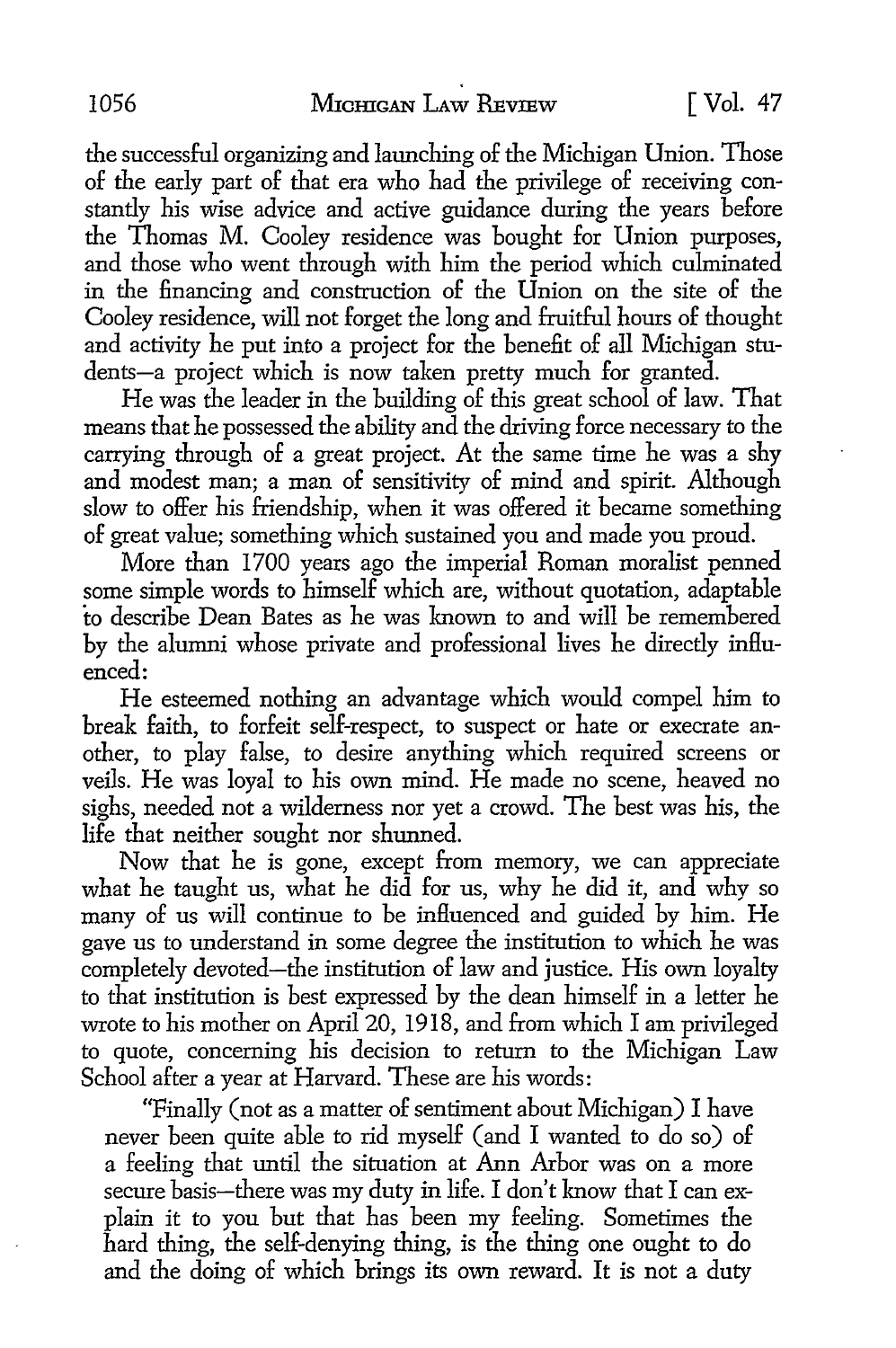the successful organizing and launching of the Michigan Union. Those of the early part of that era who had the privilege of receiving constantly his wise advice and active guidance during the years before the Thomas M. Cooley residence was bought for Union purposes, and those who went through with him the period which culminated in the financing and construction of the Union on the site of the Cooley residence, will not forget the long and fruitful hours of thought and activity he put into a project for the benefit of all Michigan students—a project which is now taken pretty much for granted.

He was the leader in the building of this great school of law. That means that he possessed the ability and the driving force necessary to the carrying through of a great project. At the same time he was a shy and modest man; a man of sensitivity of mind and spirit. Although slow to offer his friendship, when it was offered it became something of great value; something which sustained you and made you proud.

More than 1700 years ago the imperial Roman moralist penned some simple words to himself which are, without quotation, adaptable to describe Dean Bates as he was known to and will be remembered by the alumni whose private and professional lives he directly influenced:

He esteemed nothing an advantage which would compel him to break faith, to forfeit self-respect, to suspect or hate or execrate another, to play false, to desire anything which required screens or veils. He was loyal to his own mind. He made no scene, heaved no sighs, needed not a wilderness nor yet a crowd. The best was his, the life that neither sought nor shunned.

Now that he is gone, except from memory, we can appreciate what he taught us, what he did for us, why he did it, and why so many of us will continue to be influenced and guided by him. He gave us to understand in some degree the institution to which he was completely devoted—the institution of law and justice. His own loyalty to that institution is best expressed by the dean himself in a letter he wrote to his mother on April 20, 1918, and from which I am privileged to quote, concerning his decision to return to the Michigan Law School after a year at Harvard. These are his words:

> "Finally (not as a matter of sentiment about Michigan) I have never been quite able to rid myself (and I wanted to do so) of a feeling that until the situation at Ann Arbor was on a more secure basis—there was my duty in life. I don't know that I can explain it to you but that has been my feeling. Sometimes the hard thing, the self-denying thing, is the thing one ought to do and the doing of which brings its own reward. It is not a duty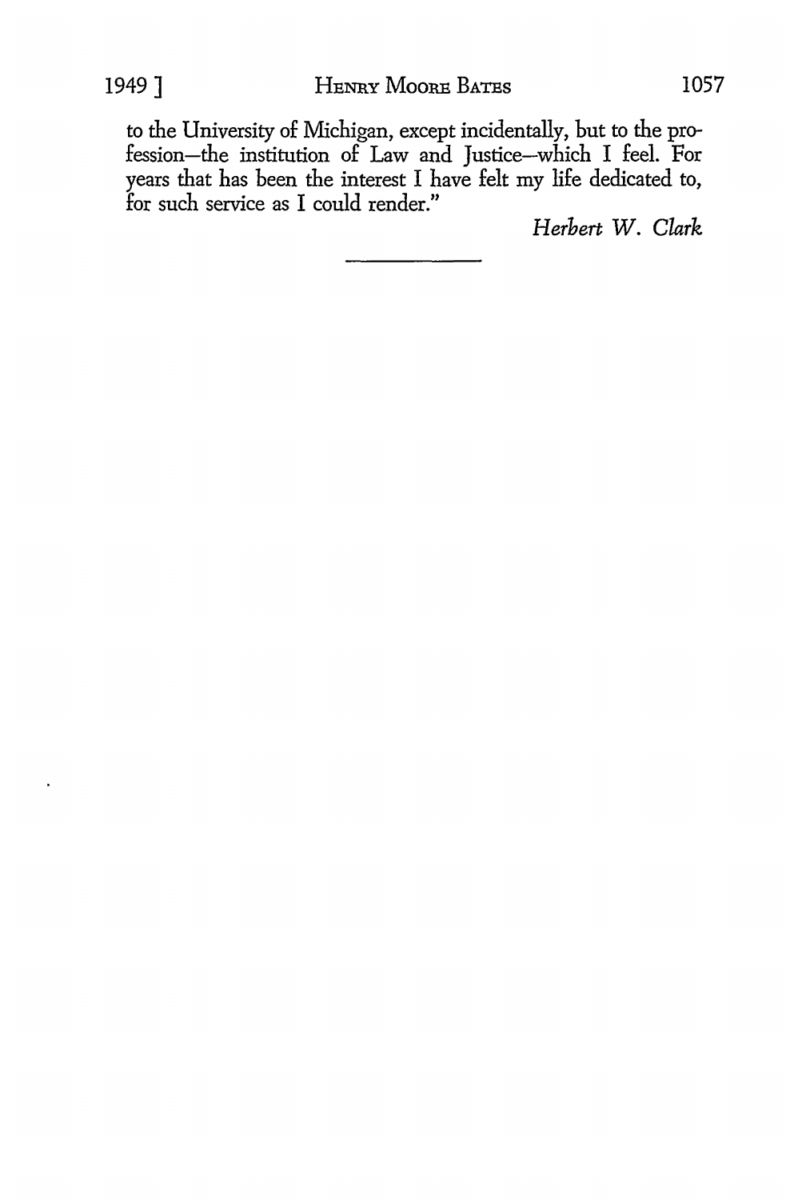to the University of Michigan, except incidentally, but to the profession—the institution of Law and Justice—which I feel. For years that has been the interest I have felt my life dedicated to, for such service as I could render."

*Herbert W. Clark*